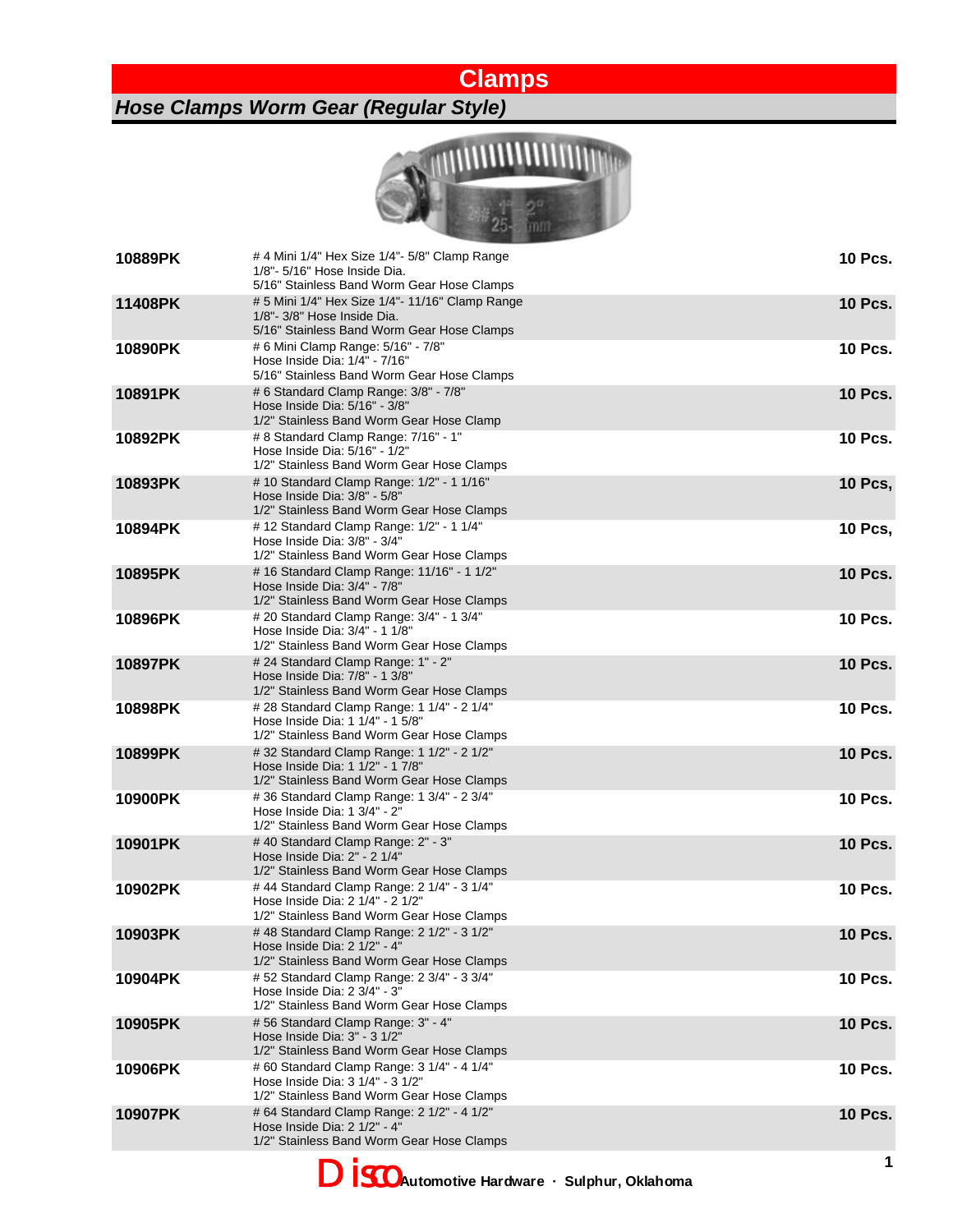# Clamps

## *Hose Clamps Worm Gear (Regular Style)*

| Part No. | Description | Qty |
|---|---|---|
| **10889PK** | # 4 Mini 1/4" Hex Size 1/4"- 5/8" Clamp Range<br>1/8"- 5/16" Hose Inside Dia.<br>5/16" Stainless Band Worm Gear Hose Clamps | **10 Pcs.** |
| **11408PK** | # 5 Mini 1/4" Hex Size 1/4"- 11/16" Clamp Range<br>1/8"- 3/8" Hose Inside Dia.<br>5/16" Stainless Band Worm Gear Hose Clamps | **10 Pcs.** |
| **10890PK** | # 6 Mini Clamp Range: 5/16" - 7/8"<br>Hose Inside Dia: 1/4" - 7/16"<br>5/16" Stainless Band Worm Gear Hose Clamps | **10 Pcs.** |
| **10891PK** | # 6 Standard Clamp Range: 3/8" - 7/8"<br>Hose Inside Dia: 5/16" - 3/8"<br>1/2" Stainless Band Worm Gear Hose Clamp | **10 Pcs.** |
| **10892PK** | # 8 Standard Clamp Range: 7/16" - 1"<br>Hose Inside Dia: 5/16" - 1/2"<br>1/2" Stainless Band Worm Gear Hose Clamps | **10 Pcs.** |
| **10893PK** | # 10 Standard Clamp Range: 1/2" - 1 1/16"<br>Hose Inside Dia: 3/8" - 5/8"<br>1/2" Stainless Band Worm Gear Hose Clamps | **10 Pcs,** |
| **10894PK** | # 12 Standard Clamp Range: 1/2" - 1 1/4"<br>Hose Inside Dia: 3/8" - 3/4"<br>1/2" Stainless Band Worm Gear Hose Clamps | **10 Pcs,** |
| **10895PK** | # 16 Standard Clamp Range: 11/16" - 1 1/2"<br>Hose Inside Dia: 3/4" - 7/8"<br>1/2" Stainless Band Worm Gear Hose Clamps | **10 Pcs.** |
| **10896PK** | # 20 Standard Clamp Range: 3/4" - 1 3/4"<br>Hose Inside Dia: 3/4" - 1 1/8"<br>1/2" Stainless Band Worm Gear Hose Clamps | **10 Pcs.** |
| **10897PK** | # 24 Standard Clamp Range: 1" - 2"<br>Hose Inside Dia: 7/8" - 1 3/8"<br>1/2" Stainless Band Worm Gear Hose Clamps | **10 Pcs.** |
| **10898PK** | # 28 Standard Clamp Range: 1 1/4" - 2 1/4"<br>Hose Inside Dia: 1 1/4" - 1 5/8"<br>1/2" Stainless Band Worm Gear Hose Clamps | **10 Pcs.** |
| **10899PK** | # 32 Standard Clamp Range: 1 1/2" - 2 1/2"<br>Hose Inside Dia: 1 1/2" - 1 7/8"<br>1/2" Stainless Band Worm Gear Hose Clamps | **10 Pcs.** |
| **10900PK** | # 36 Standard Clamp Range: 1 3/4" - 2 3/4"<br>Hose Inside Dia: 1 3/4" - 2"<br>1/2" Stainless Band Worm Gear Hose Clamps | **10 Pcs.** |
| **10901PK** | # 40 Standard Clamp Range: 2" - 3"<br>Hose Inside Dia: 2" - 2 1/4"<br>1/2" Stainless Band Worm Gear Hose Clamps | **10 Pcs.** |
| **10902PK** | # 44 Standard Clamp Range: 2 1/4" - 3 1/4"<br>Hose Inside Dia: 2 1/4" - 2 1/2"<br>1/2" Stainless Band Worm Gear Hose Clamps | **10 Pcs.** |
| **10903PK** | # 48 Standard Clamp Range: 2 1/2" - 3 1/2"<br>Hose Inside Dia: 2 1/2" - 4"<br>1/2" Stainless Band Worm Gear Hose Clamps | **10 Pcs.** |
| **10904PK** | # 52 Standard Clamp Range: 2 3/4" - 3 3/4"<br>Hose Inside Dia: 2 3/4" - 3"<br>1/2" Stainless Band Worm Gear Hose Clamps | **10 Pcs.** |
| **10905PK** | # 56 Standard Clamp Range: 3" - 4"<br>Hose Inside Dia: 3" - 3 1/2"<br>1/2" Stainless Band Worm Gear Hose Clamps | **10 Pcs.** |
| **10906PK** | # 60 Standard Clamp Range: 3 1/4" - 4 1/4"<br>Hose Inside Dia: 3 1/4" - 3 1/2"<br>1/2" Stainless Band Worm Gear Hose Clamps | **10 Pcs.** |
| **10907PK** | # 64 Standard Clamp Range: 2 1/2" - 4 1/2"<br>Hose Inside Dia: 2 1/2" - 4"<br>1/2" Stainless Band Worm Gear Hose Clamps | **10 Pcs.** |

Disco **Automotive Hardware · Sulphur, Oklahoma**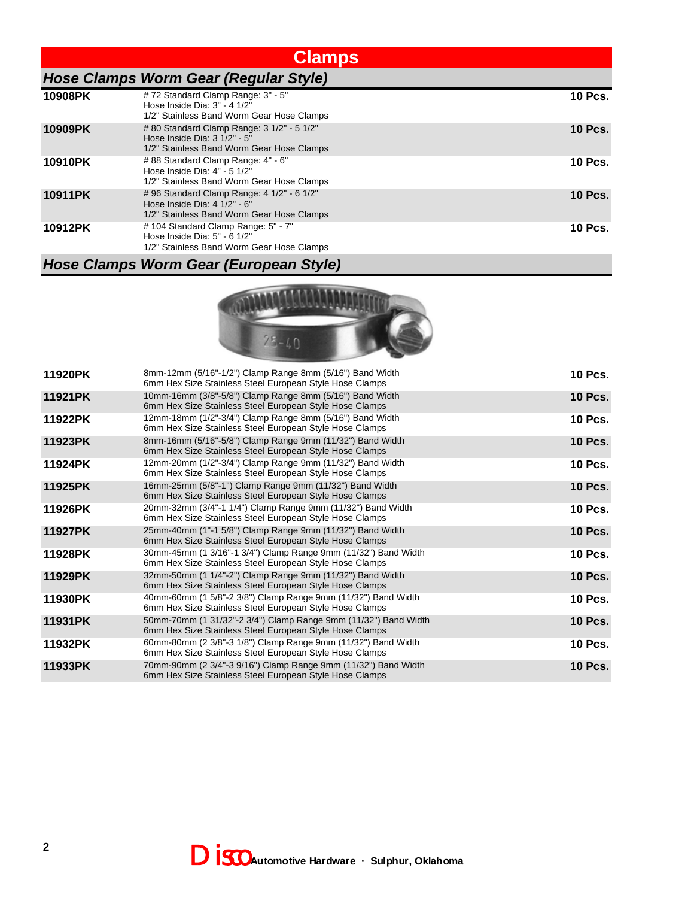# Clamps

## Hose Clamps Worm Gear (Regular Style)

| | | |
|---|---|---|
| **10908PK** | # 72 Standard Clamp Range: 3" - 5"<br>Hose Inside Dia: 3" - 4 1/2"<br>1/2" Stainless Band Worm Gear Hose Clamps | **10 Pcs.** |
| **10909PK** | # 80 Standard Clamp Range: 3 1/2" - 5 1/2"<br>Hose Inside Dia: 3 1/2" - 5"<br>1/2" Stainless Band Worm Gear Hose Clamps | **10 Pcs.** |
| **10910PK** | # 88 Standard Clamp Range: 4" - 6"<br>Hose Inside Dia: 4" - 5 1/2"<br>1/2" Stainless Band Worm Gear Hose Clamps | **10 Pcs.** |
| **10911PK** | # 96 Standard Clamp Range: 4 1/2" - 6 1/2"<br>Hose Inside Dia: 4 1/2" - 6"<br>1/2" Stainless Band Worm Gear Hose Clamps | **10 Pcs.** |
| **10912PK** | # 104 Standard Clamp Range: 5" - 7"<br>Hose Inside Dia: 5" - 6 1/2"<br>1/2" Stainless Band Worm Gear Hose Clamps | **10 Pcs.** |

## Hose Clamps Worm Gear (European Style)

| | | |
|---|---|---|
| **11920PK** | 8mm-12mm (5/16"-1/2") Clamp Range 8mm (5/16") Band Width<br>6mm Hex Size Stainless Steel European Style Hose Clamps | **10 Pcs.** |
| **11921PK** | 10mm-16mm (3/8"-5/8") Clamp Range 8mm (5/16") Band Width<br>6mm Hex Size Stainless Steel European Style Hose Clamps | **10 Pcs.** |
| **11922PK** | 12mm-18mm (1/2"-3/4") Clamp Range 8mm (5/16") Band Width<br>6mm Hex Size Stainless Steel European Style Hose Clamps | **10 Pcs.** |
| **11923PK** | 8mm-16mm (5/16"-5/8") Clamp Range 9mm (11/32") Band Width<br>6mm Hex Size Stainless Steel European Style Hose Clamps | **10 Pcs.** |
| **11924PK** | 12mm-20mm (1/2"-3/4") Clamp Range 9mm (11/32") Band Width<br>6mm Hex Size Stainless Steel European Style Hose Clamps | **10 Pcs.** |
| **11925PK** | 16mm-25mm (5/8"-1") Clamp Range 9mm (11/32") Band Width<br>6mm Hex Size Stainless Steel European Style Hose Clamps | **10 Pcs.** |
| **11926PK** | 20mm-32mm (3/4"-1 1/4") Clamp Range 9mm (11/32") Band Width<br>6mm Hex Size Stainless Steel European Style Hose Clamps | **10 Pcs.** |
| **11927PK** | 25mm-40mm (1"-1 5/8") Clamp Range 9mm (11/32") Band Width<br>6mm Hex Size Stainless Steel European Style Hose Clamps | **10 Pcs.** |
| **11928PK** | 30mm-45mm (1 3/16"-1 3/4") Clamp Range 9mm (11/32") Band Width<br>6mm Hex Size Stainless Steel European Style Hose Clamps | **10 Pcs.** |
| **11929PK** | 32mm-50mm (1 1/4"-2") Clamp Range 9mm (11/32") Band Width<br>6mm Hex Size Stainless Steel European Style Hose Clamps | **10 Pcs.** |
| **11930PK** | 40mm-60mm (1 5/8"-2 3/8") Clamp Range 9mm (11/32") Band Width<br>6mm Hex Size Stainless Steel European Style Hose Clamps | **10 Pcs.** |
| **11931PK** | 50mm-70mm (1 31/32"-2 3/4") Clamp Range 9mm (11/32") Band Width<br>6mm Hex Size Stainless Steel European Style Hose Clamps | **10 Pcs.** |
| **11932PK** | 60mm-80mm (2 3/8"-3 1/8") Clamp Range 9mm (11/32") Band Width<br>6mm Hex Size Stainless Steel European Style Hose Clamps | **10 Pcs.** |
| **11933PK** | 70mm-90mm (2 3/4"-3 9/16") Clamp Range 9mm (11/32") Band Width<br>6mm Hex Size Stainless Steel European Style Hose Clamps | **10 Pcs.** |